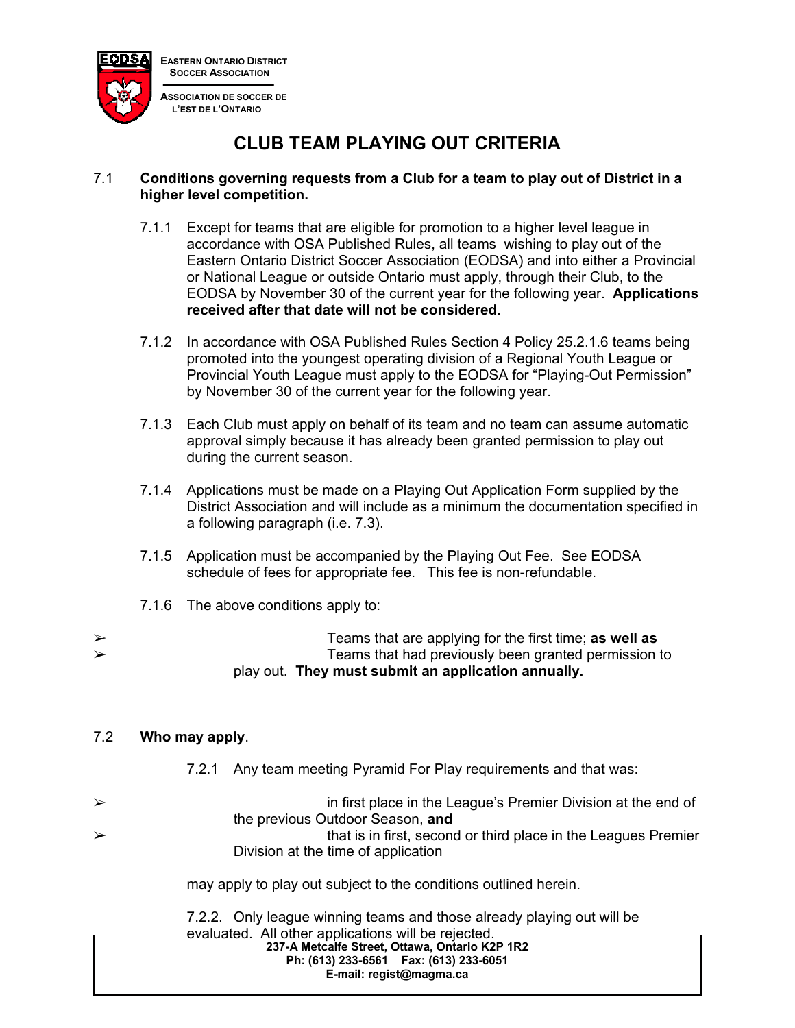EASTERN ONTARIO DISTRICT SOCCER ASSOCIATION

ASSOCIATION DE SOCCER DE L'EST DE L'ONTARIO

# CLUB TEAM PLAYING OUT CRITERIA

7.1 **Conditions governing requests from a Club for a team to play out of District in a higher level competition.**

7.1.1 Except for teams that are eligible for promotion to a higher level league in accordance with OSA Published Rules, all teams wishing to play out of the Eastern Ontario District Soccer Association (EODSA) and into either a Provincial or National League or outside Ontario must apply, through their Club, to the EODSA by November 30 of the current year for the following year. **Applications received after that date will not be considered.**

7.1.2 In accordance with OSA Published Rules Section 4 Policy 25.2.1.6 teams being promoted into the youngest operating division of a Regional Youth League or Provincial Youth League must apply to the EODSA for "Playing-Out Permission" by November 30 of the current year for the following year.

7.1.3 Each Club must apply on behalf of its team and no team can assume automatic approval simply because it has already been granted permission to play out during the current season.

7.1.4 Applications must be made on a Playing Out Application Form supplied by the District Association and will include as a minimum the documentation specified in a following paragraph (i.e. 7.3).

7.1.5 Application must be accompanied by the Playing Out Fee. See EODSA schedule of fees for appropriate fee. This fee is non-refundable.

7.1.6 The above conditions apply to:

- Teams that are applying for the first time; **as well as**
- Teams that had previously been granted permission to play out. **They must submit an application annually.**

7.2 **Who may apply**.

7.2.1 Any team meeting Pyramid For Play requirements and that was:

- in first place in the League's Premier Division at the end of the previous Outdoor Season, **and**
- that is in first, second or third place in the Leagues Premier Division at the time of application

may apply to play out subject to the conditions outlined herein.

7.2.2. Only league winning teams and those already playing out will be evaluated. All other applications will be rejected.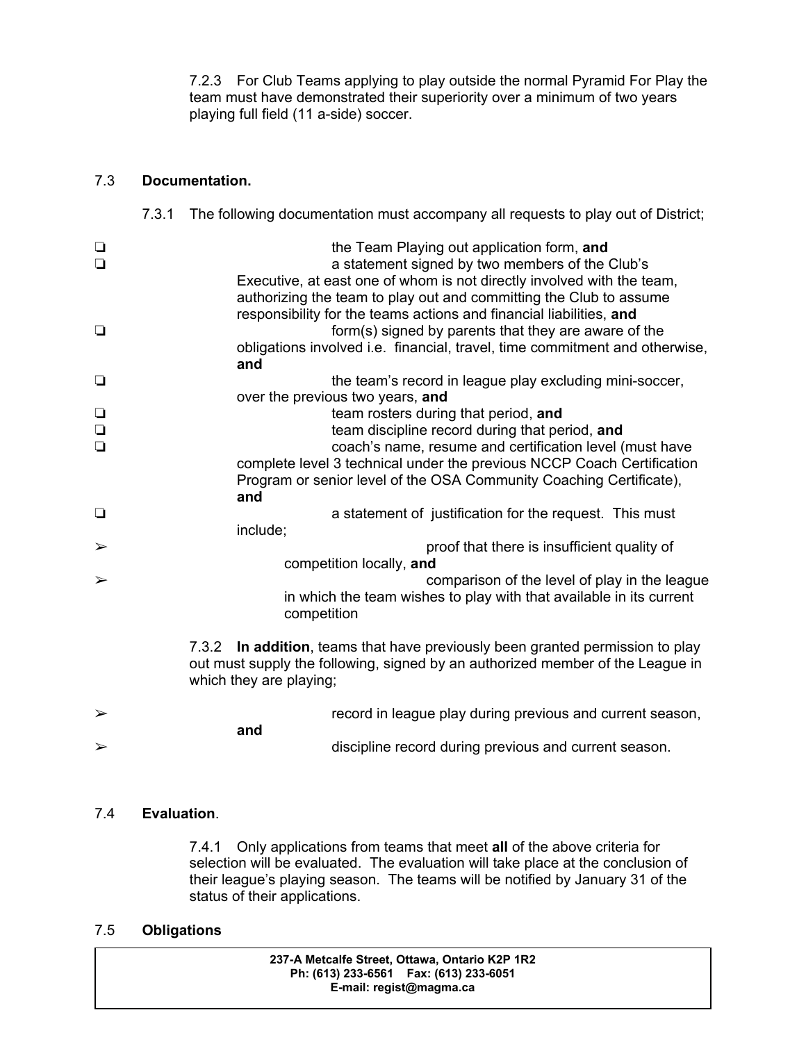7.2.3 For Club Teams applying to play outside the normal Pyramid For Play the team must have demonstrated their superiority over a minimum of two years playing full field (11 a-side) soccer.

## 7.3 **Documentation.**

7.3.1 The following documentation must accompany all requests to play out of District;

- ❑ the Team Playing out application form, **and**
- ❑ a statement signed by two members of the Club's Executive, at east one of whom is not directly involved with the team, authorizing the team to play out and committing the Club to assume responsibility for the teams actions and financial liabilities, **and**
- ❑ form(s) signed by parents that they are aware of the obligations involved i.e. financial, travel, time commitment and otherwise, **and**
- ❑ the team's record in league play excluding mini-soccer, over the previous two years, **and**
- ❑ team rosters during that period, **and**
- ❑ team discipline record during that period, **and**
- ❑ coach's name, resume and certification level (must have complete level 3 technical under the previous NCCP Coach Certification Program or senior level of the OSA Community Coaching Certificate), **and**
- ❑ a statement of justification for the request. This must include;
  - ➢ proof that there is insufficient quality of competition locally, **and**
  - ➢ comparison of the level of play in the league in which the team wishes to play with that available in its current competition

7.3.2 **In addition**, teams that have previously been granted permission to play out must supply the following, signed by an authorized member of the League in which they are playing;

- ➢ record in league play during previous and current season, **and**
- ➢ discipline record during previous and current season.

## 7.4 **Evaluation**.

7.4.1 Only applications from teams that meet **all** of the above criteria for selection will be evaluated. The evaluation will take place at the conclusion of their league's playing season. The teams will be notified by January 31 of the status of their applications.

## 7.5 **Obligations**

**237-A Metcalfe Street, Ottawa, Ontario K2P 1R2**
**Ph: (613) 233-6561 Fax: (613) 233-6051**
**E-mail: regist@magma.ca**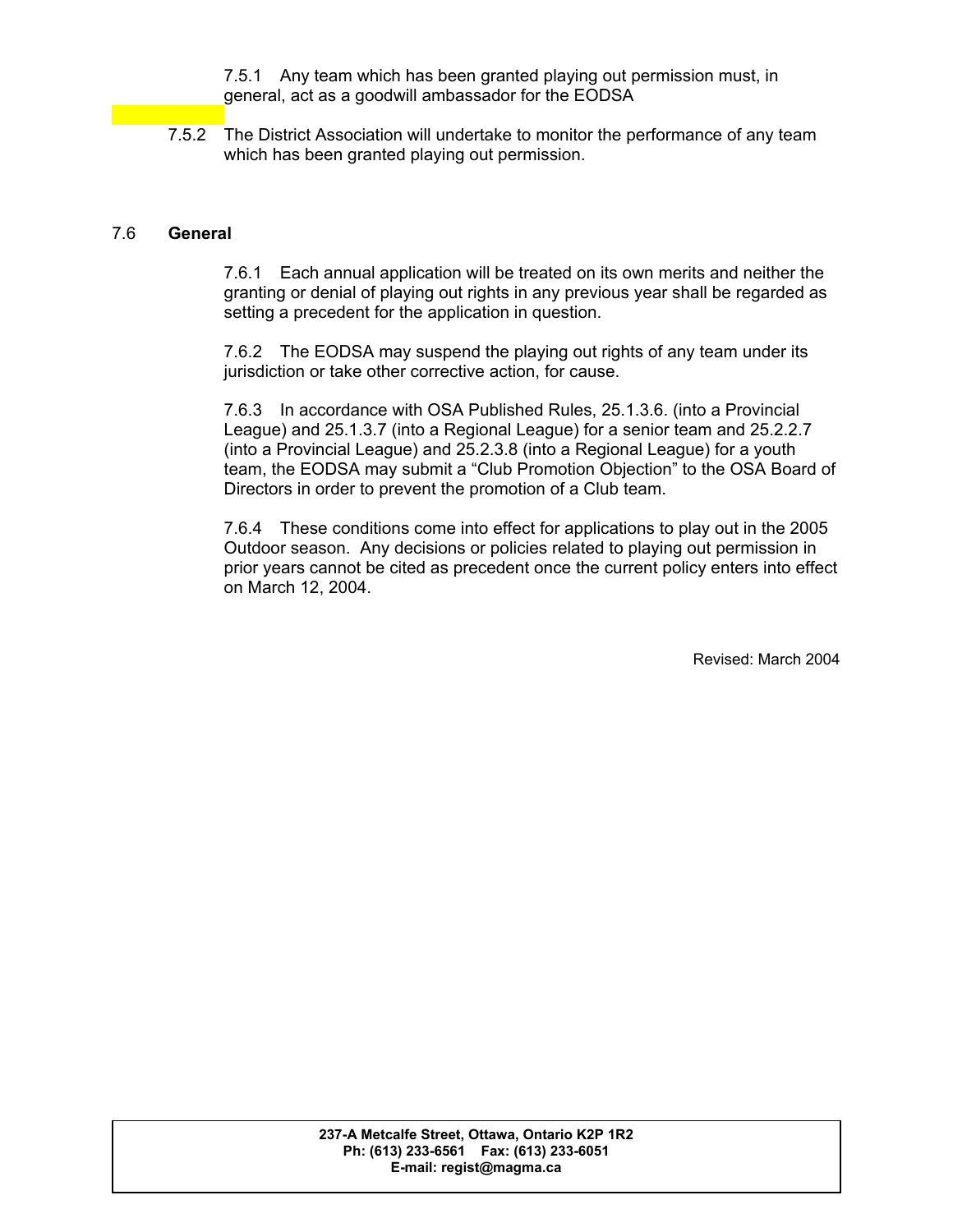7.5.1 Any team which has been granted playing out permission must, in general, act as a goodwill ambassador for the EODSA

7.5.2 The District Association will undertake to monitor the performance of any team which has been granted playing out permission.

7.6 **General**

7.6.1 Each annual application will be treated on its own merits and neither the granting or denial of playing out rights in any previous year shall be regarded as setting a precedent for the application in question.

7.6.2 The EODSA may suspend the playing out rights of any team under its jurisdiction or take other corrective action, for cause.

7.6.3 In accordance with OSA Published Rules, 25.1.3.6. (into a Provincial League) and 25.1.3.7 (into a Regional League) for a senior team and 25.2.2.7 (into a Provincial League) and 25.2.3.8 (into a Regional League) for a youth team, the EODSA may submit a "Club Promotion Objection" to the OSA Board of Directors in order to prevent the promotion of a Club team.

7.6.4 These conditions come into effect for applications to play out in the 2005 Outdoor season. Any decisions or policies related to playing out permission in prior years cannot be cited as precedent once the current policy enters into effect on March 12, 2004.

Revised: March 2004

**237-A Metcalfe Street, Ottawa, Ontario K2P 1R2**
**Ph: (613) 233-6561 Fax: (613) 233-6051**
**E-mail: regist@magma.ca**